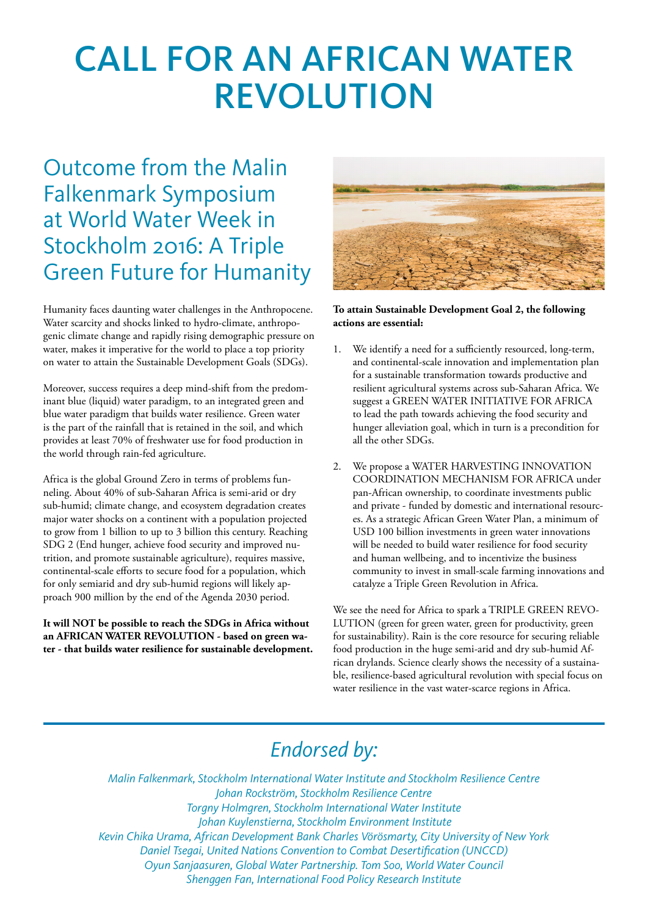# CALL FOR AN AFRICAN WATER REVOLUTION

## Outcome from the Malin Falkenmark Symposium at World Water Week in Stockholm 2016: A Triple Green Future for Humanity

Humanity faces daunting water challenges in the Anthropocene. Water scarcity and shocks linked to hydro-climate, anthropogenic climate change and rapidly rising demographic pressure on water, makes it imperative for the world to place a top priority on water to attain the Sustainable Development Goals (SDGs).

Moreover, success requires a deep mind-shift from the predominant blue (liquid) water paradigm, to an integrated green and blue water paradigm that builds water resilience. Green water is the part of the rainfall that is retained in the soil, and which provides at least 70% of freshwater use for food production in the world through rain-fed agriculture.

Africa is the global Ground Zero in terms of problems funneling. About 40% of sub-Saharan Africa is semi-arid or dry sub-humid; climate change, and ecosystem degradation creates major water shocks on a continent with a population projected to grow from 1 billion to up to 3 billion this century. Reaching SDG 2 (End hunger, achieve food security and improved nutrition, and promote sustainable agriculture), requires massive, continental-scale efforts to secure food for a population, which for only semiarid and dry sub-humid regions will likely approach 900 million by the end of the Agenda 2030 period.

**It will NOT be possible to reach the SDGs in Africa without an AFRICAN WATER REVOLUTION - based on green water - that builds water resilience for sustainable development.**

**To attain Sustainable Development Goal 2, the following actions are essential:**

1. We identify a need for a sufficiently resourced, long-term, and continental-scale innovation and implementation plan for a sustainable transformation towards productive and resilient agricultural systems across sub-Saharan Africa. We suggest a GREEN WATER INITIATIVE FOR AFRICA to lead the path towards achieving the food security and hunger alleviation goal, which in turn is a precondition for all the other SDGs.

2. We propose a WATER HARVESTING INNOVATION COORDINATION MECHANISM FOR AFRICA under pan-African ownership, to coordinate investments public and private - funded by domestic and international resources. As a strategic African Green Water Plan, a minimum of USD 100 billion investments in green water innovations will be needed to build water resilience for food security and human wellbeing, and to incentivize the business community to invest in small-scale farming innovations and catalyze a Triple Green Revolution in Africa.

We see the need for Africa to spark a TRIPLE GREEN REVOLUTION (green for green water, green for productivity, green for sustainability). Rain is the core resource for securing reliable food production in the huge semi-arid and dry sub-humid African drylands. Science clearly shows the necessity of a sustainable, resilience-based agricultural revolution with special focus on water resilience in the vast water-scarce regions in Africa.

## *Endorsed by:*

*Malin Falkenmark, Stockholm International Water Institute and Stockholm Resilience Centre*
*Johan Rockström, Stockholm Resilience Centre*
*Torgny Holmgren, Stockholm International Water Institute*
*Johan Kuylenstierna, Stockholm Environment Institute*
*Kevin Chika Urama, African Development Bank Charles Vörösmarty, City University of New York*
*Daniel Tsegai, United Nations Convention to Combat Desertification (UNCCD)*
*Oyun Sanjaasuren, Global Water Partnership. Tom Soo, World Water Council*
*Shenggen Fan, International Food Policy Research Institute*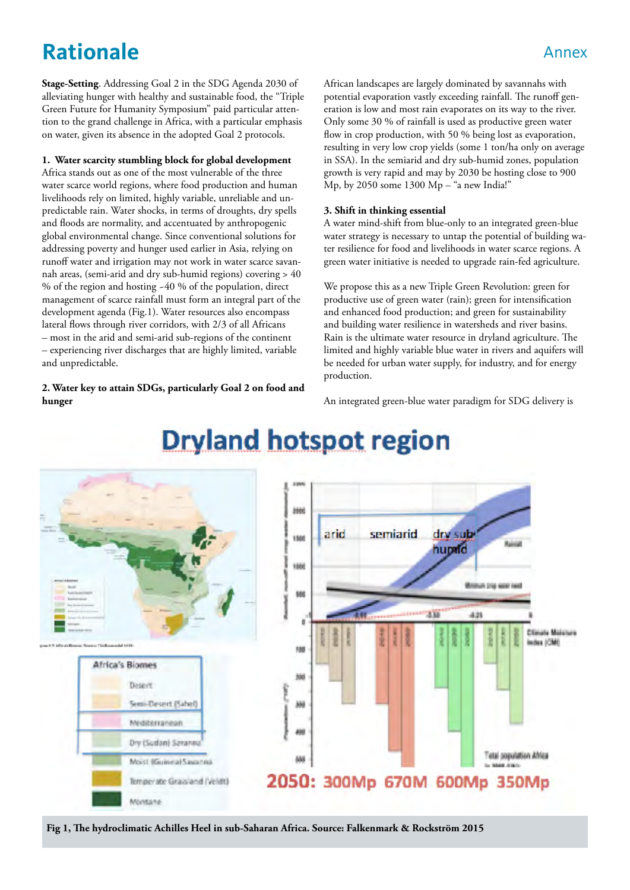# Rationale

**Stage-Setting**. Addressing Goal 2 in the SDG Agenda 2030 of alleviating hunger with healthy and sustainable food, the "Triple Green Future for Humanity Symposium" paid particular attention to the grand challenge in Africa, with a particular emphasis on water, given its absence in the adopted Goal 2 protocols.

**1. Water scarcity stumbling block for global development**

Africa stands out as one of the most vulnerable of the three water scarce world regions, where food production and human livelihoods rely on limited, highly variable, unreliable and unpredictable rain. Water shocks, in terms of droughts, dry spells and floods are normality, and accentuated by anthropogenic global environmental change. Since conventional solutions for addressing poverty and hunger used earlier in Asia, relying on runoff water and irrigation may not work in water scarce savannah areas, (semi-arid and dry sub-humid regions) covering > 40 % of the region and hosting ~40 % of the population, direct management of scarce rainfall must form an integral part of the development agenda (Fig.1). Water resources also encompass lateral flows through river corridors, with 2/3 of all Africans – most in the arid and semi-arid sub-regions of the continent – experiencing river discharges that are highly limited, variable and unpredictable.

**2. Water key to attain SDGs, particularly Goal 2 on food and hunger**

African landscapes are largely dominated by savannahs with potential evaporation vastly exceeding rainfall. The runoff generation is low and most rain evaporates on its way to the river. Only some 30 % of rainfall is used as productive green water flow in crop production, with 50 % being lost as evaporation, resulting in very low crop yields (some 1 ton/ha only on average in SSA). In the semiarid and dry sub-humid zones, population growth is very rapid and may by 2030 be hosting close to 900 Mp, by 2050 some 1300 Mp – "a new India!"

**3. Shift in thinking essential**

A water mind-shift from blue-only to an integrated green-blue water strategy is necessary to untap the potential of building water resilience for food and livelihoods in water scarce regions. A green water initiative is needed to upgrade rain-fed agriculture.

We propose this as a new Triple Green Revolution: green for productive use of green water (rain); green for intensification and enhanced food production; and green for sustainability and building water resilience in watersheds and river basins. Rain is the ultimate water resource in dryland agriculture. The limited and highly variable blue water in rivers and aquifers will be needed for urban water supply, for industry, and for energy production.

An integrated green-blue water paradigm for SDG delivery is

**Fig 1, The hydroclimatic Achilles Heel in sub-Saharan Africa. Source: Falkenmark & Rockström 2015**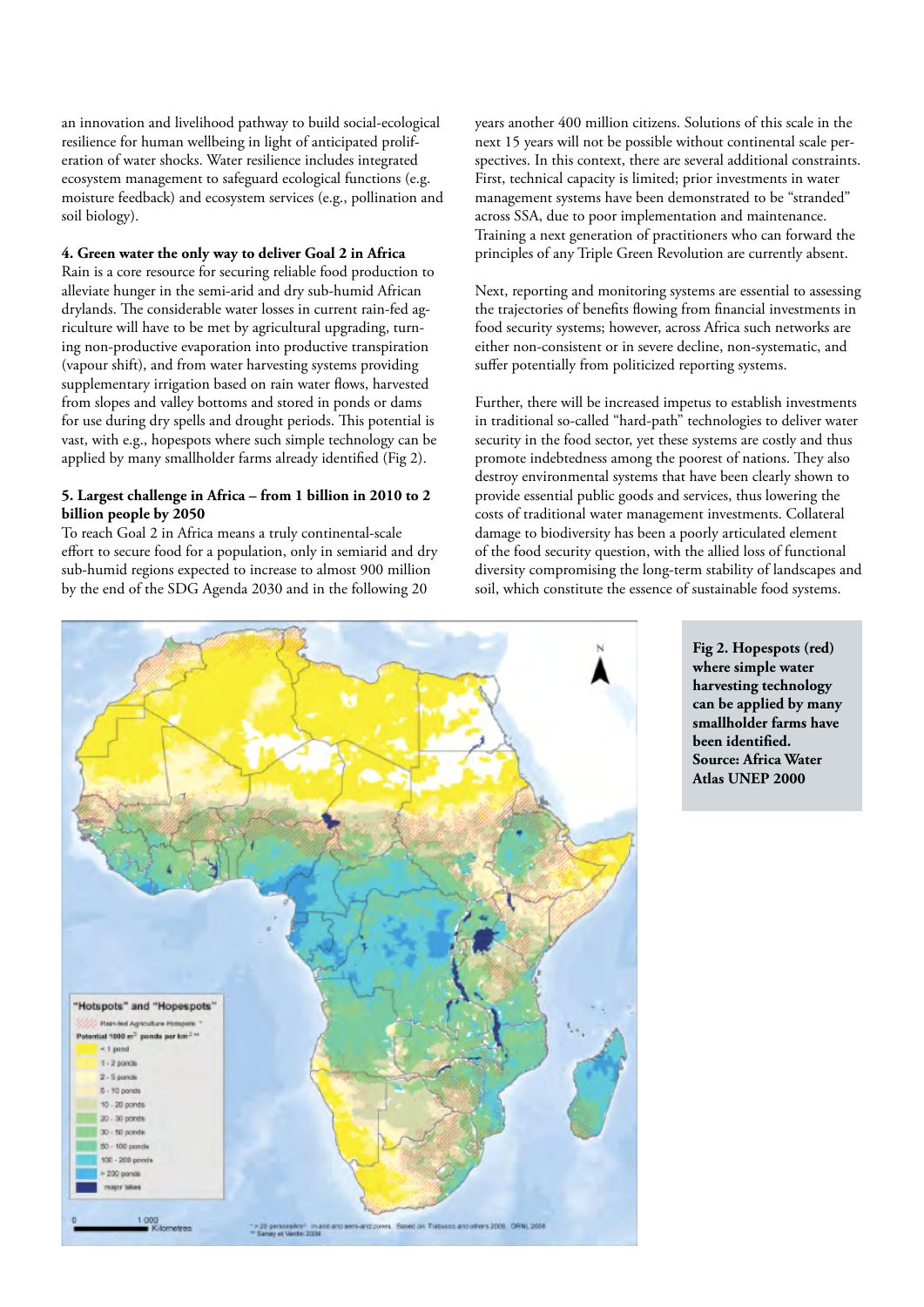an innovation and livelihood pathway to build social-ecological resilience for human wellbeing in light of anticipated proliferation of water shocks. Water resilience includes integrated ecosystem management to safeguard ecological functions (e.g. moisture feedback) and ecosystem services (e.g., pollination and soil biology).

**4. Green water the only way to deliver Goal 2 in Africa**

Rain is a core resource for securing reliable food production to alleviate hunger in the semi-arid and dry sub-humid African drylands. The considerable water losses in current rain-fed agriculture will have to be met by agricultural upgrading, turning non-productive evaporation into productive transpiration (vapour shift), and from water harvesting systems providing supplementary irrigation based on rain water flows, harvested from slopes and valley bottoms and stored in ponds or dams for use during dry spells and drought periods. This potential is vast, with e.g., hopespots where such simple technology can be applied by many smallholder farms already identified (Fig 2).

**5. Largest challenge in Africa – from 1 billion in 2010 to 2 billion people by 2050**

To reach Goal 2 in Africa means a truly continental-scale effort to secure food for a population, only in semiarid and dry sub-humid regions expected to increase to almost 900 million by the end of the SDG Agenda 2030 and in the following 20 years another 400 million citizens. Solutions of this scale in the next 15 years will not be possible without continental scale perspectives. In this context, there are several additional constraints. First, technical capacity is limited; prior investments in water management systems have been demonstrated to be "stranded" across SSA, due to poor implementation and maintenance. Training a next generation of practitioners who can forward the principles of any Triple Green Revolution are currently absent.

Next, reporting and monitoring systems are essential to assessing the trajectories of benefits flowing from financial investments in food security systems; however, across Africa such networks are either non-consistent or in severe decline, non-systematic, and suffer potentially from politicized reporting systems.

Further, there will be increased impetus to establish investments in traditional so-called "hard-path" technologies to deliver water security in the food sector, yet these systems are costly and thus promote indebtedness among the poorest of nations. They also destroy environmental systems that have been clearly shown to provide essential public goods and services, thus lowering the costs of traditional water management investments. Collateral damage to biodiversity has been a poorly articulated element of the food security question, with the allied loss of functional diversity compromising the long-term stability of landscapes and soil, which constitute the essence of sustainable food systems.

"Hotspots" and "Hopespots"

Rain-fed Agriculture Hotspots *

Potential 1000 m³ ponds per km² **

< 1 pond

1 - 2 ponds

2 - 5 ponds

5 - 10 ponds

10 - 20 ponds

20 - 30 ponds

30 - 50 ponds

50 - 100 ponds

100 - 200 ponds

> 200 ponds

major lakes

0 1 000 Kilometres

* > 20 persons/km² in arid and semi-arid zones. Based on Tiabucco and others 2008, ORNL 2008

** Senay et Verdin 2004

**Fig 2. Hopespots (red) where simple water harvesting technology can be applied by many smallholder farms have been identified. Source: Africa Water Atlas UNEP 2000**